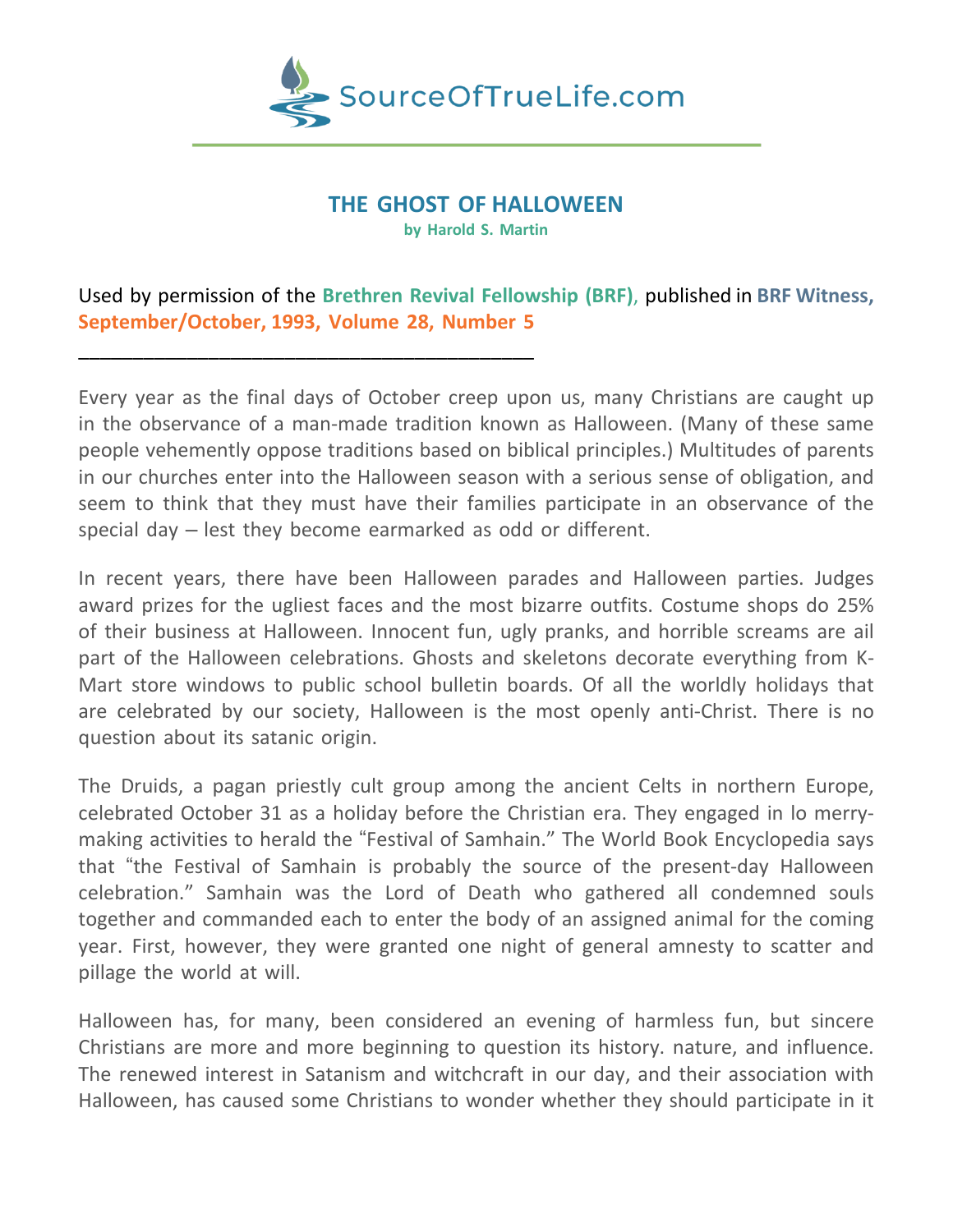# THE GHOST OF HALLOWEEN

**by Harold S. Martin**

Used by permission of the **Brethren Revival Fellowship (BRF)**, published in **BRF Witness, September/October, 1993, Volume 28, Number 5**

---

Every year as the final days of October creep upon us, many Christians are caught up in the observance of a man-made tradition known as Halloween. (Many of these same people vehemently oppose traditions based on biblical principles.) Multitudes of parents in our churches enter into the Halloween season with a serious sense of obligation, and seem to think that they must have their families participate in an observance of the special day – lest they become earmarked as odd or different.

In recent years, there have been Halloween parades and Halloween parties. Judges award prizes for the ugliest faces and the most bizarre outfits. Costume shops do 25% of their business at Halloween. Innocent fun, ugly pranks, and horrible screams are ail part of the Halloween celebrations. Ghosts and skeletons decorate everything from K-Mart store windows to public school bulletin boards. Of all the worldly holidays that are celebrated by our society, Halloween is the most openly anti-Christ. There is no question about its satanic origin.

The Druids, a pagan priestly cult group among the ancient Celts in northern Europe, celebrated October 31 as a holiday before the Christian era. They engaged in lo merry-making activities to herald the "Festival of Samhain." The World Book Encyclopedia says that "the Festival of Samhain is probably the source of the present-day Halloween celebration." Samhain was the Lord of Death who gathered all condemned souls together and commanded each to enter the body of an assigned animal for the coming year. First, however, they were granted one night of general amnesty to scatter and pillage the world at will.

Halloween has, for many, been considered an evening of harmless fun, but sincere Christians are more and more beginning to question its history. nature, and influence. The renewed interest in Satanism and witchcraft in our day, and their association with Halloween, has caused some Christians to wonder whether they should participate in it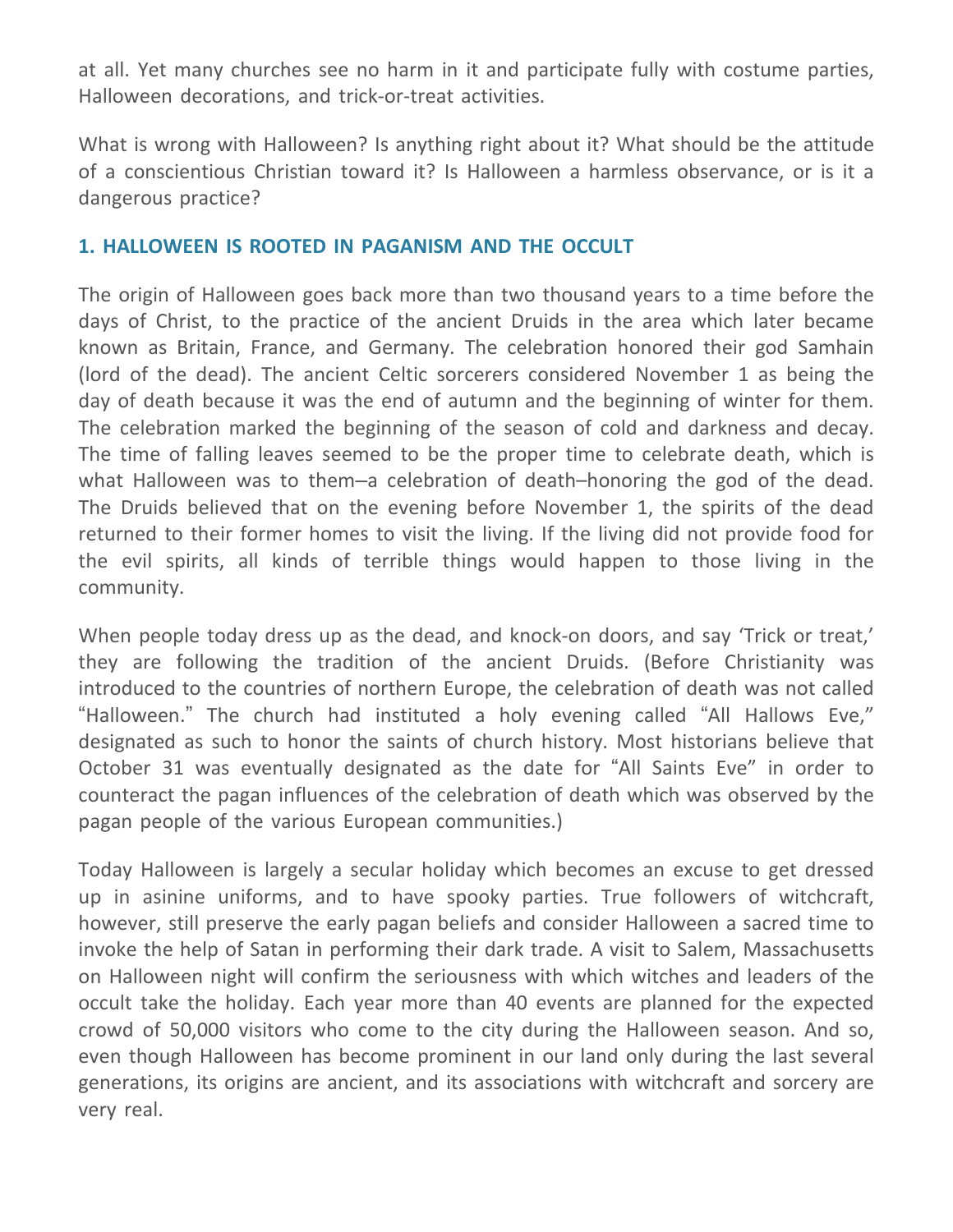at all. Yet many churches see no harm in it and participate fully with costume parties, Halloween decorations, and trick-or-treat activities.

What is wrong with Halloween? Is anything right about it? What should be the attitude of a conscientious Christian toward it? Is Halloween a harmless observance, or is it a dangerous practice?

### 1. HALLOWEEN IS ROOTED IN PAGANISM AND THE OCCULT

The origin of Halloween goes back more than two thousand years to a time before the days of Christ, to the practice of the ancient Druids in the area which later became known as Britain, France, and Germany. The celebration honored their god Samhain (lord of the dead). The ancient Celtic sorcerers considered November 1 as being the day of death because it was the end of autumn and the beginning of winter for them. The celebration marked the beginning of the season of cold and darkness and decay. The time of falling leaves seemed to be the proper time to celebrate death, which is what Halloween was to them–a celebration of death–honoring the god of the dead. The Druids believed that on the evening before November 1, the spirits of the dead returned to their former homes to visit the living. If the living did not provide food for the evil spirits, all kinds of terrible things would happen to those living in the community.

When people today dress up as the dead, and knock-on doors, and say 'Trick or treat,' they are following the tradition of the ancient Druids. (Before Christianity was introduced to the countries of northern Europe, the celebration of death was not called "Halloween." The church had instituted a holy evening called "All Hallows Eve," designated as such to honor the saints of church history. Most historians believe that October 31 was eventually designated as the date for "All Saints Eve" in order to counteract the pagan influences of the celebration of death which was observed by the pagan people of the various European communities.)

Today Halloween is largely a secular holiday which becomes an excuse to get dressed up in asinine uniforms, and to have spooky parties. True followers of witchcraft, however, still preserve the early pagan beliefs and consider Halloween a sacred time to invoke the help of Satan in performing their dark trade. A visit to Salem, Massachusetts on Halloween night will confirm the seriousness with which witches and leaders of the occult take the holiday. Each year more than 40 events are planned for the expected crowd of 50,000 visitors who come to the city during the Halloween season. And so, even though Halloween has become prominent in our land only during the last several generations, its origins are ancient, and its associations with witchcraft and sorcery are very real.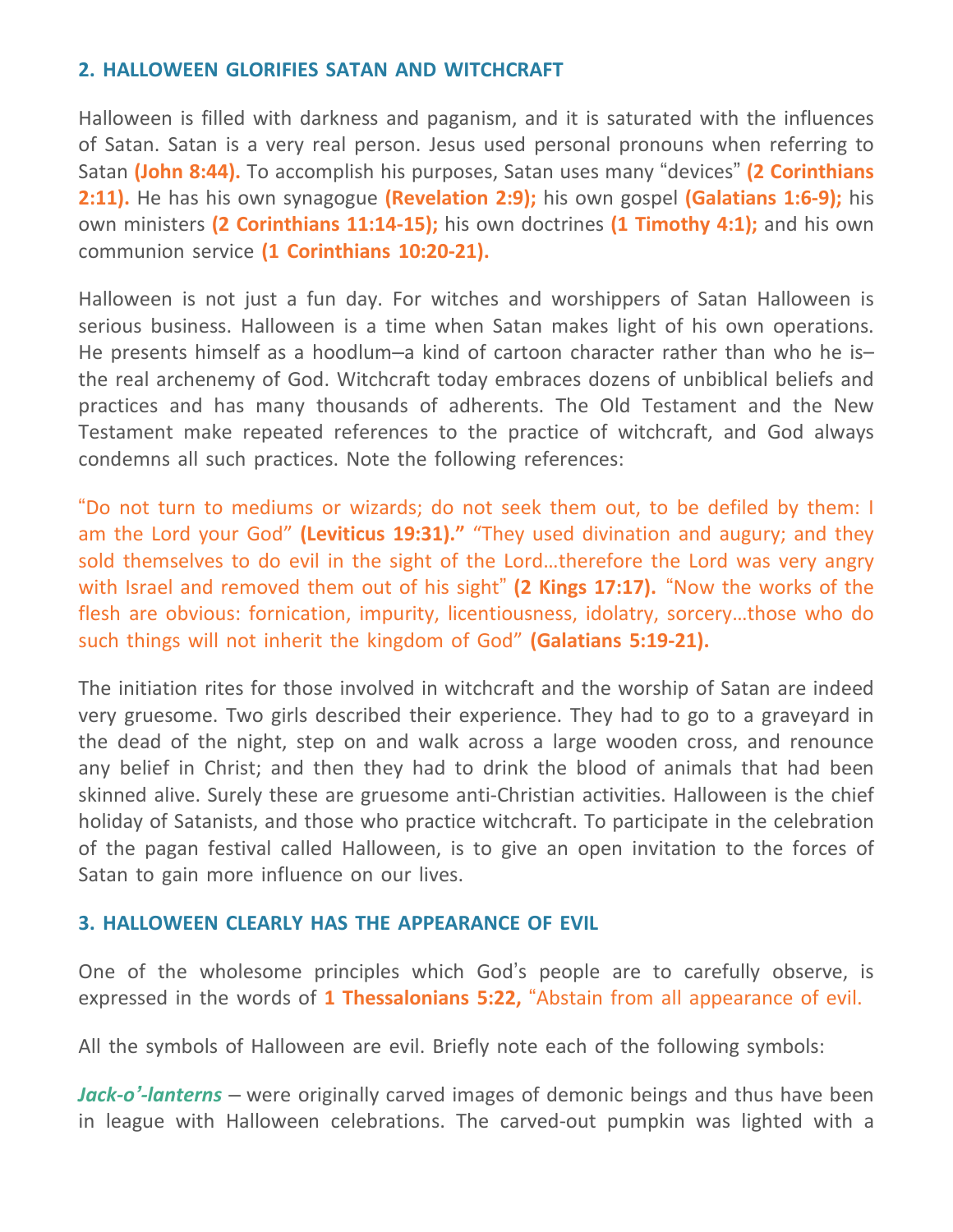## 2. HALLOWEEN GLORIFIES SATAN AND WITCHCRAFT

Halloween is filled with darkness and paganism, and it is saturated with the influences of Satan. Satan is a very real person. Jesus used personal pronouns when referring to Satan **(John 8:44).** To accomplish his purposes, Satan uses many "devices" **(2 Corinthians 2:11).** He has his own synagogue **(Revelation 2:9);** his own gospel **(Galatians 1:6-9);** his own ministers **(2 Corinthians 11:14-15);** his own doctrines **(1 Timothy 4:1);** and his own communion service **(1 Corinthians 10:20-21).**

Halloween is not just a fun day. For witches and worshippers of Satan Halloween is serious business. Halloween is a time when Satan makes light of his own operations. He presents himself as a hoodlum–a kind of cartoon character rather than who he is–the real archenemy of God. Witchcraft today embraces dozens of unbiblical beliefs and practices and has many thousands of adherents. The Old Testament and the New Testament make repeated references to the practice of witchcraft, and God always condemns all such practices. Note the following references:

"Do not turn to mediums or wizards; do not seek them out, to be defiled by them: I am the Lord your God" **(Leviticus 19:31)."** "They used divination and augury; and they sold themselves to do evil in the sight of the Lord…therefore the Lord was very angry with Israel and removed them out of his sight" **(2 Kings 17:17).** "Now the works of the flesh are obvious: fornication, impurity, licentiousness, idolatry, sorcery…those who do such things will not inherit the kingdom of God" **(Galatians 5:19-21).**

The initiation rites for those involved in witchcraft and the worship of Satan are indeed very gruesome. Two girls described their experience. They had to go to a graveyard in the dead of the night, step on and walk across a large wooden cross, and renounce any belief in Christ; and then they had to drink the blood of animals that had been skinned alive. Surely these are gruesome anti-Christian activities. Halloween is the chief holiday of Satanists, and those who practice witchcraft. To participate in the celebration of the pagan festival called Halloween, is to give an open invitation to the forces of Satan to gain more influence on our lives.

## 3. HALLOWEEN CLEARLY HAS THE APPEARANCE OF EVIL

One of the wholesome principles which God's people are to carefully observe, is expressed in the words of **1 Thessalonians 5:22,** "Abstain from all appearance of evil.

All the symbols of Halloween are evil. Briefly note each of the following symbols:

***Jack-o'-lanterns*** – were originally carved images of demonic beings and thus have been in league with Halloween celebrations. The carved-out pumpkin was lighted with a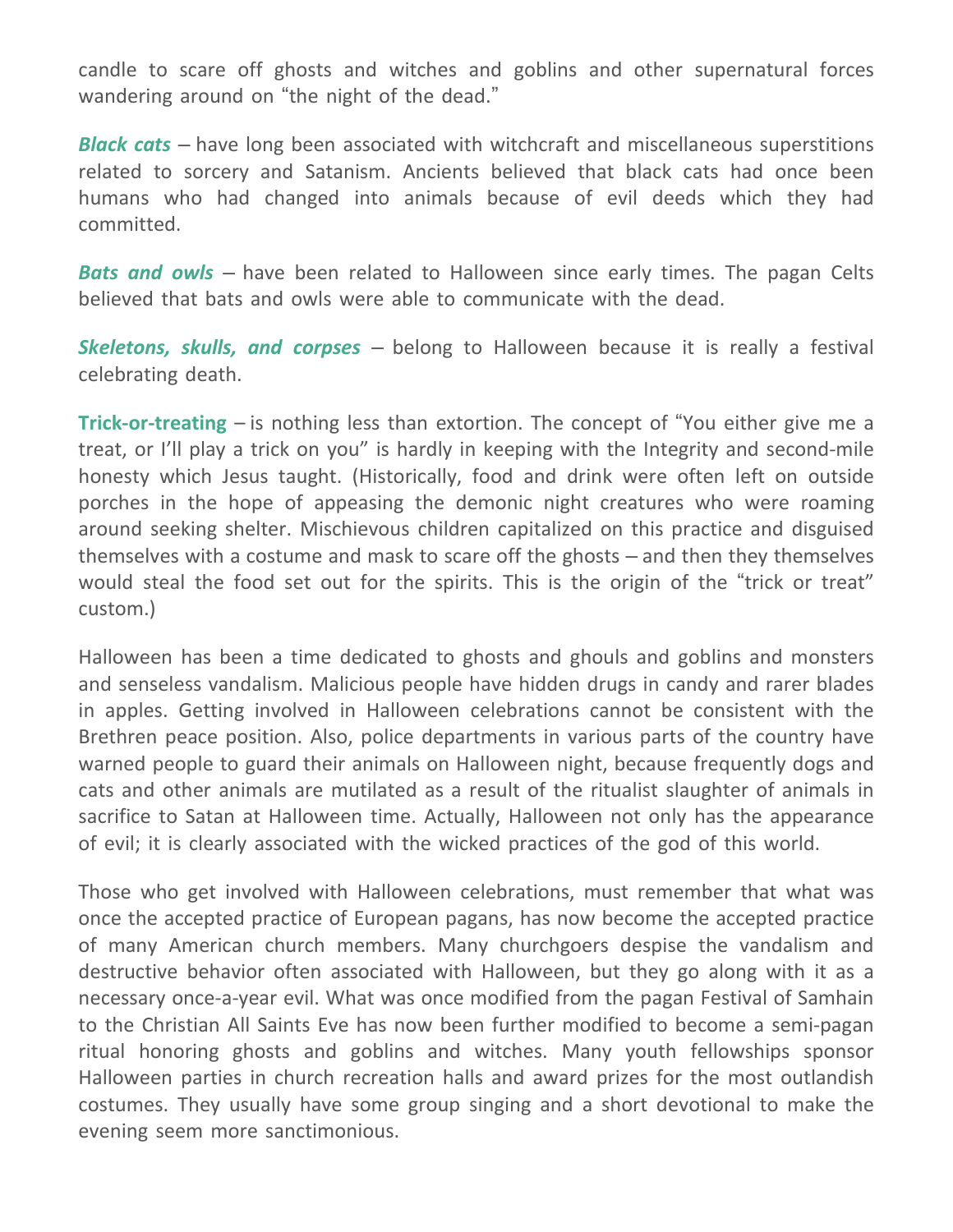candle to scare off ghosts and witches and goblins and other supernatural forces wandering around on "the night of the dead."

***Black cats*** – have long been associated with witchcraft and miscellaneous superstitions related to sorcery and Satanism. Ancients believed that black cats had once been humans who had changed into animals because of evil deeds which they had committed.

***Bats and owls*** – have been related to Halloween since early times. The pagan Celts believed that bats and owls were able to communicate with the dead.

***Skeletons, skulls, and corpses*** – belong to Halloween because it is really a festival celebrating death.

**Trick-or-treating** – is nothing less than extortion. The concept of "You either give me a treat, or I'll play a trick on you" is hardly in keeping with the Integrity and second-mile honesty which Jesus taught. (Historically, food and drink were often left on outside porches in the hope of appeasing the demonic night creatures who were roaming around seeking shelter. Mischievous children capitalized on this practice and disguised themselves with a costume and mask to scare off the ghosts – and then they themselves would steal the food set out for the spirits. This is the origin of the "trick or treat" custom.)

Halloween has been a time dedicated to ghosts and ghouls and goblins and monsters and senseless vandalism. Malicious people have hidden drugs in candy and rarer blades in apples. Getting involved in Halloween celebrations cannot be consistent with the Brethren peace position. Also, police departments in various parts of the country have warned people to guard their animals on Halloween night, because frequently dogs and cats and other animals are mutilated as a result of the ritualist slaughter of animals in sacrifice to Satan at Halloween time. Actually, Halloween not only has the appearance of evil; it is clearly associated with the wicked practices of the god of this world.

Those who get involved with Halloween celebrations, must remember that what was once the accepted practice of European pagans, has now become the accepted practice of many American church members. Many churchgoers despise the vandalism and destructive behavior often associated with Halloween, but they go along with it as a necessary once-a-year evil. What was once modified from the pagan Festival of Samhain to the Christian All Saints Eve has now been further modified to become a semi-pagan ritual honoring ghosts and goblins and witches. Many youth fellowships sponsor Halloween parties in church recreation halls and award prizes for the most outlandish costumes. They usually have some group singing and a short devotional to make the evening seem more sanctimonious.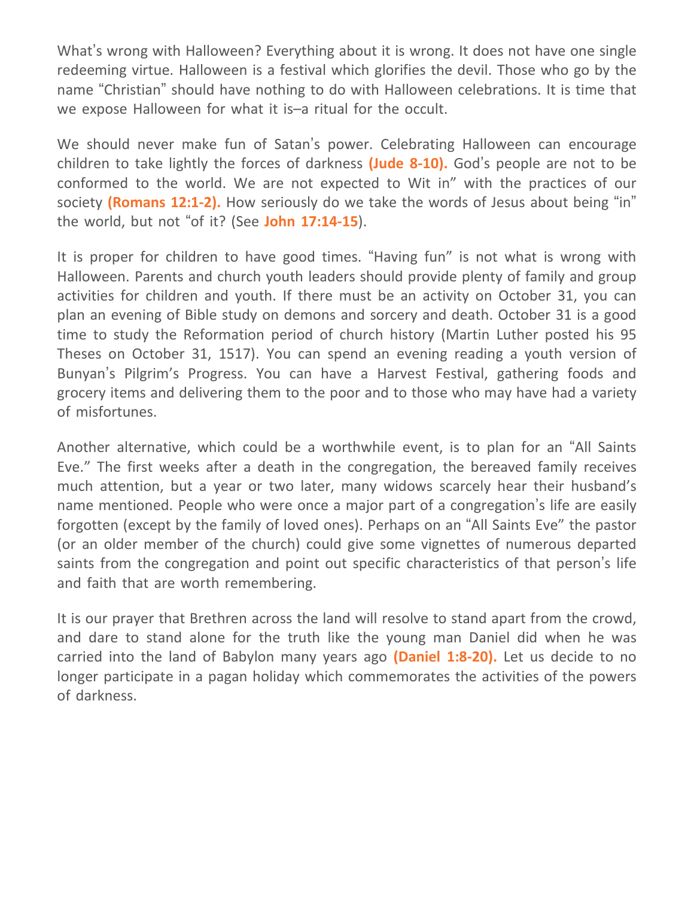What's wrong with Halloween? Everything about it is wrong. It does not have one single redeeming virtue. Halloween is a festival which glorifies the devil. Those who go by the name "Christian" should have nothing to do with Halloween celebrations. It is time that we expose Halloween for what it is–a ritual for the occult.

We should never make fun of Satan's power. Celebrating Halloween can encourage children to take lightly the forces of darkness **(Jude 8-10).** God's people are not to be conformed to the world. We are not expected to Wit in" with the practices of our society **(Romans 12:1-2).** How seriously do we take the words of Jesus about being "in" the world, but not "of it? (See **John 17:14-15**).

It is proper for children to have good times. "Having fun" is not what is wrong with Halloween. Parents and church youth leaders should provide plenty of family and group activities for children and youth. If there must be an activity on October 31, you can plan an evening of Bible study on demons and sorcery and death. October 31 is a good time to study the Reformation period of church history (Martin Luther posted his 95 Theses on October 31, 1517). You can spend an evening reading a youth version of Bunyan's Pilgrim's Progress. You can have a Harvest Festival, gathering foods and grocery items and delivering them to the poor and to those who may have had a variety of misfortunes.

Another alternative, which could be a worthwhile event, is to plan for an "All Saints Eve." The first weeks after a death in the congregation, the bereaved family receives much attention, but a year or two later, many widows scarcely hear their husband's name mentioned. People who were once a major part of a congregation's life are easily forgotten (except by the family of loved ones). Perhaps on an "All Saints Eve" the pastor (or an older member of the church) could give some vignettes of numerous departed saints from the congregation and point out specific characteristics of that person's life and faith that are worth remembering.

It is our prayer that Brethren across the land will resolve to stand apart from the crowd, and dare to stand alone for the truth like the young man Daniel did when he was carried into the land of Babylon many years ago **(Daniel 1:8-20).** Let us decide to no longer participate in a pagan holiday which commemorates the activities of the powers of darkness.